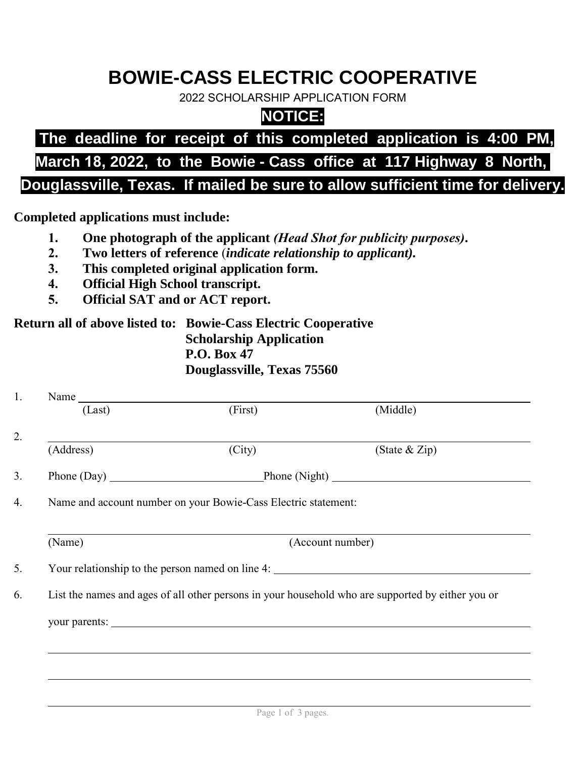# BOWIE-CASS ELECTRIC COOPERATIVE

2022 SCHOLARSHIP APPLICATION FORM

**NOTICE:**

**The deadline for receipt of this completed application is 4:00 PM, March 18, 2022, to the Bowie - Cass office at 117 Highway 8 North, Douglassville, Texas. If mailed be sure to allow sufficient time for delivery.**

**Completed applications must include:**

1. **One photograph of the applicant** ***(Head Shot for publicity purposes)*****.**
2. **Two letters of reference (*****indicate relationship to applicant*****).**
3. **This completed original application form.**
4. **Official High School transcript.**
5. **Official SAT and or ACT report.**

**Return all of above listed to:** **Bowie-Cass Electric Cooperative**
**Scholarship Application**
**P.O. Box 47**
**Douglassville, Texas 75560**

1. Name ______________________________________________
   (Last) (First) (Middle)

2. ______________________________________________
   (Address) (City) (State & Zip)

3. Phone (Day) ____________________ Phone (Night) ____________________

4. Name and account number on your Bowie-Cass Electric statement:

   ______________________________________________
   (Name) (Account number)

5. Your relationship to the person named on line 4: ____________________

6. List the names and ages of all other persons in your household who are supported by either you or your parents: ______________________________________________

   ______________________________________________

   ______________________________________________

   ______________________________________________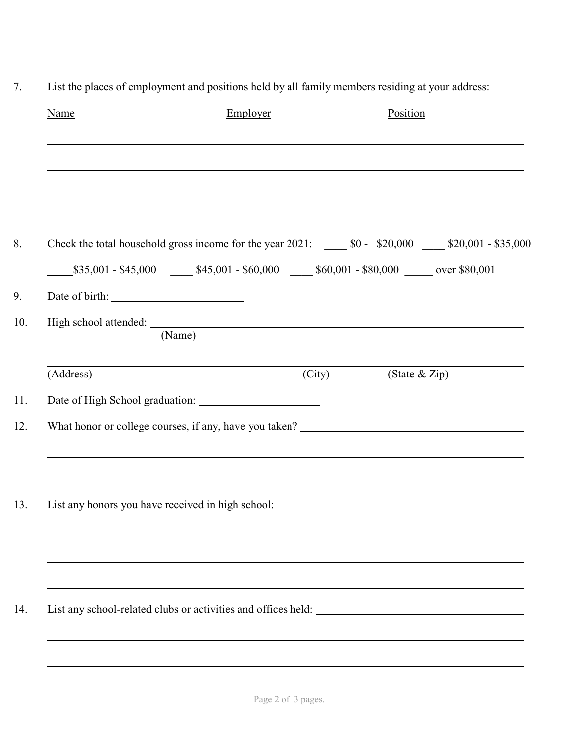7. List the places of employment and positions held by all family members residing at your address:

| Name | Employer | Position |
|---|---|---|
| | | |
| | | |
| | | |
| | | |

8. Check the total household gross income for the year 2021: ____ $0 - $20,000 ____ $20,001 - $35,000 ____ $35,001 - $45,000 ____ $45,001 - $60,000 ____ $60,001 - $80,000 _____ over $80,001

9. Date of birth: ______________________

10. High school attended: ________________________________________________________________
(Name)

________________________________________________________________
(Address) (City) (State & Zip)

11. Date of High School graduation: ______________________

12. What honor or college courses, if any, have you taken? ________________________________________

________________________________________________________________

________________________________________________________________

13. List any honors you have received in high school: ________________________________________

________________________________________________________________

________________________________________________________________

________________________________________________________________

14. List any school-related clubs or activities and offices held: ________________________________________

________________________________________________________________

________________________________________________________________

________________________________________________________________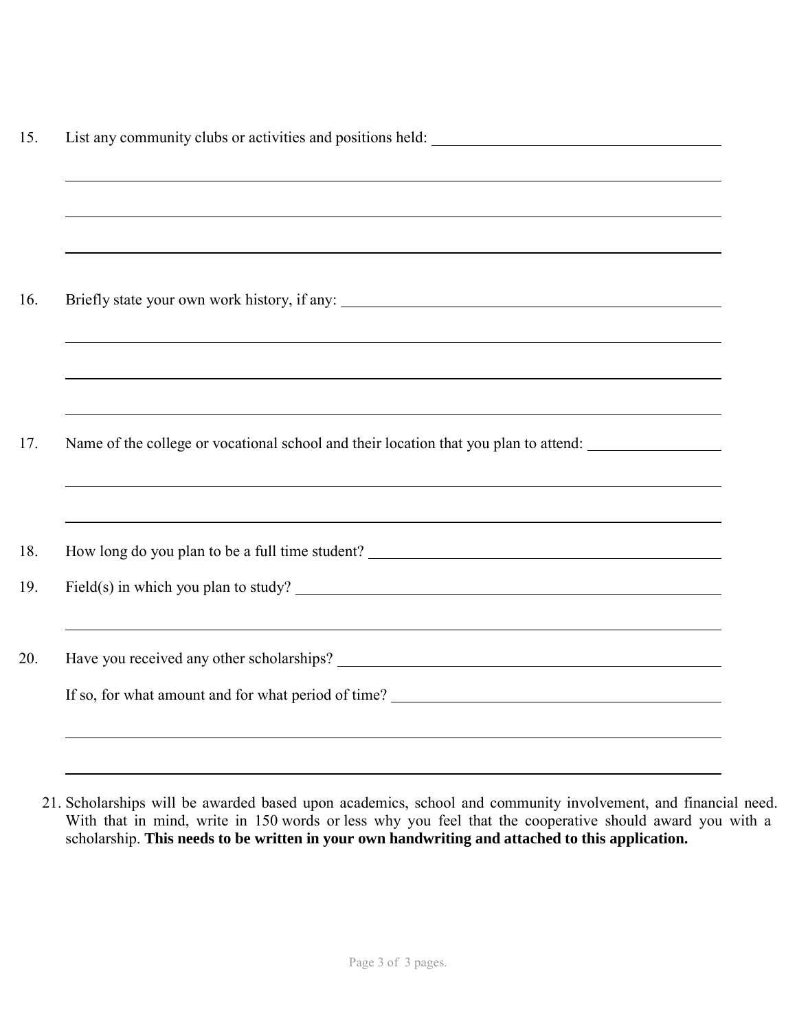15. List any community clubs or activities and positions held: \_\_\_\_\_\_\_\_\_\_\_\_\_\_\_\_\_\_\_\_\_\_\_\_\_\_\_\_\_\_\_\_\_\_\_\_

\_\_\_\_\_\_\_\_\_\_\_\_\_\_\_\_\_\_\_\_\_\_\_\_\_\_\_\_\_\_\_\_\_\_\_\_\_\_\_\_\_\_\_\_\_\_\_\_\_\_\_\_\_\_\_\_\_\_\_\_\_\_\_\_\_\_\_\_\_\_\_\_\_\_\_\_\_\_\_\_\_\_\_\_\_\_\_\_\_\_

\_\_\_\_\_\_\_\_\_\_\_\_\_\_\_\_\_\_\_\_\_\_\_\_\_\_\_\_\_\_\_\_\_\_\_\_\_\_\_\_\_\_\_\_\_\_\_\_\_\_\_\_\_\_\_\_\_\_\_\_\_\_\_\_\_\_\_\_\_\_\_\_\_\_\_\_\_\_\_\_\_\_\_\_\_\_\_\_\_\_

\_\_\_\_\_\_\_\_\_\_\_\_\_\_\_\_\_\_\_\_\_\_\_\_\_\_\_\_\_\_\_\_\_\_\_\_\_\_\_\_\_\_\_\_\_\_\_\_\_\_\_\_\_\_\_\_\_\_\_\_\_\_\_\_\_\_\_\_\_\_\_\_\_\_\_\_\_\_\_\_\_\_\_\_\_\_\_\_\_\_

16. Briefly state your own work history, if any: \_\_\_\_\_\_\_\_\_\_\_\_\_\_\_\_\_\_\_\_\_\_\_\_\_\_\_\_\_\_\_\_\_\_\_\_\_\_\_\_\_\_\_\_\_\_\_\_

\_\_\_\_\_\_\_\_\_\_\_\_\_\_\_\_\_\_\_\_\_\_\_\_\_\_\_\_\_\_\_\_\_\_\_\_\_\_\_\_\_\_\_\_\_\_\_\_\_\_\_\_\_\_\_\_\_\_\_\_\_\_\_\_\_\_\_\_\_\_\_\_\_\_\_\_\_\_\_\_\_\_\_\_\_\_\_\_\_\_

\_\_\_\_\_\_\_\_\_\_\_\_\_\_\_\_\_\_\_\_\_\_\_\_\_\_\_\_\_\_\_\_\_\_\_\_\_\_\_\_\_\_\_\_\_\_\_\_\_\_\_\_\_\_\_\_\_\_\_\_\_\_\_\_\_\_\_\_\_\_\_\_\_\_\_\_\_\_\_\_\_\_\_\_\_\_\_\_\_\_

\_\_\_\_\_\_\_\_\_\_\_\_\_\_\_\_\_\_\_\_\_\_\_\_\_\_\_\_\_\_\_\_\_\_\_\_\_\_\_\_\_\_\_\_\_\_\_\_\_\_\_\_\_\_\_\_\_\_\_\_\_\_\_\_\_\_\_\_\_\_\_\_\_\_\_\_\_\_\_\_\_\_\_\_\_\_\_\_\_\_

17. Name of the college or vocational school and their location that you plan to attend: \_\_\_\_\_\_\_\_\_\_\_\_\_\_\_\_\_\_

\_\_\_\_\_\_\_\_\_\_\_\_\_\_\_\_\_\_\_\_\_\_\_\_\_\_\_\_\_\_\_\_\_\_\_\_\_\_\_\_\_\_\_\_\_\_\_\_\_\_\_\_\_\_\_\_\_\_\_\_\_\_\_\_\_\_\_\_\_\_\_\_\_\_\_\_\_\_\_\_\_\_\_\_\_\_\_\_\_\_

\_\_\_\_\_\_\_\_\_\_\_\_\_\_\_\_\_\_\_\_\_\_\_\_\_\_\_\_\_\_\_\_\_\_\_\_\_\_\_\_\_\_\_\_\_\_\_\_\_\_\_\_\_\_\_\_\_\_\_\_\_\_\_\_\_\_\_\_\_\_\_\_\_\_\_\_\_\_\_\_\_\_\_\_\_\_\_\_\_\_

18. How long do you plan to be a full time student? \_\_\_\_\_\_\_\_\_\_\_\_\_\_\_\_\_\_\_\_\_\_\_\_\_\_\_\_\_\_\_\_\_\_\_\_\_\_\_\_\_\_\_\_\_\_

19. Field(s) in which you plan to study? \_\_\_\_\_\_\_\_\_\_\_\_\_\_\_\_\_\_\_\_\_\_\_\_\_\_\_\_\_\_\_\_\_\_\_\_\_\_\_\_\_\_\_\_\_\_\_\_\_\_\_\_\_\_\_\_

\_\_\_\_\_\_\_\_\_\_\_\_\_\_\_\_\_\_\_\_\_\_\_\_\_\_\_\_\_\_\_\_\_\_\_\_\_\_\_\_\_\_\_\_\_\_\_\_\_\_\_\_\_\_\_\_\_\_\_\_\_\_\_\_\_\_\_\_\_\_\_\_\_\_\_\_\_\_\_\_\_\_\_\_\_\_\_\_\_\_

20. Have you received any other scholarships? \_\_\_\_\_\_\_\_\_\_\_\_\_\_\_\_\_\_\_\_\_\_\_\_\_\_\_\_\_\_\_\_\_\_\_\_\_\_\_\_\_\_\_\_\_\_\_\_\_\_

If so, for what amount and for what period of time? \_\_\_\_\_\_\_\_\_\_\_\_\_\_\_\_\_\_\_\_\_\_\_\_\_\_\_\_\_\_\_\_\_\_\_\_\_\_\_\_\_\_\_

\_\_\_\_\_\_\_\_\_\_\_\_\_\_\_\_\_\_\_\_\_\_\_\_\_\_\_\_\_\_\_\_\_\_\_\_\_\_\_\_\_\_\_\_\_\_\_\_\_\_\_\_\_\_\_\_\_\_\_\_\_\_\_\_\_\_\_\_\_\_\_\_\_\_\_\_\_\_\_\_\_\_\_\_\_\_\_\_\_\_

\_\_\_\_\_\_\_\_\_\_\_\_\_\_\_\_\_\_\_\_\_\_\_\_\_\_\_\_\_\_\_\_\_\_\_\_\_\_\_\_\_\_\_\_\_\_\_\_\_\_\_\_\_\_\_\_\_\_\_\_\_\_\_\_\_\_\_\_\_\_\_\_\_\_\_\_\_\_\_\_\_\_\_\_\_\_\_\_\_\_

21. Scholarships will be awarded based upon academics, school and community involvement, and financial need. With that in mind, write in 150 words or less why you feel that the cooperative should award you with a scholarship. **This needs to be written in your own handwriting and attached to this application.**